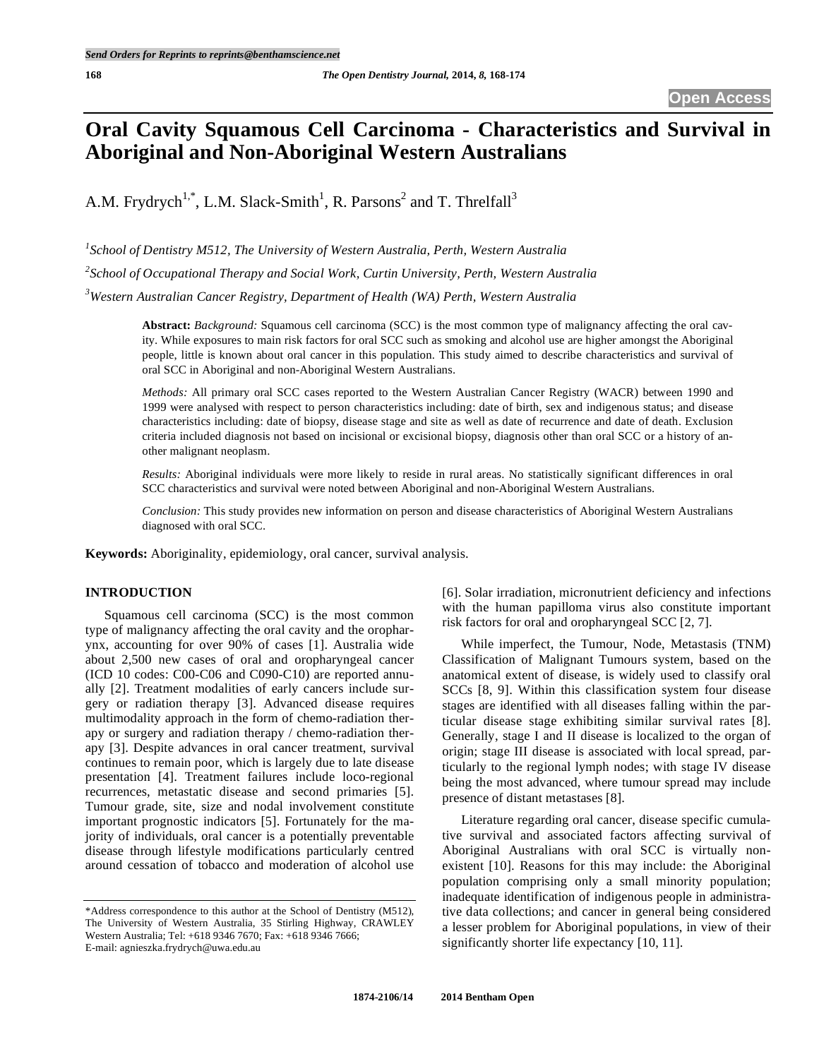# Oral Cavity Squamous Cell Carcinoma - Characteristics and Survival in Aboriginal and Non-Aboriginal Western Australians

A.M. Frydrych[1,*], L.M. Slack-Smith[1], R. Parsons[2] and T. Threlfall[3]

[1] *School of Dentistry M512, The University of Western Australia, Perth, Western Australia*

[2] *School of Occupational Therapy and Social Work, Curtin University, Perth, Western Australia*

[3] *Western Australian Cancer Registry, Department of Health (WA) Perth, Western Australia*

**Abstract:** *Background:* Squamous cell carcinoma (SCC) is the most common type of malignancy affecting the oral cavity. While exposures to main risk factors for oral SCC such as smoking and alcohol use are higher amongst the Aboriginal people, little is known about oral cancer in this population. This study aimed to describe characteristics and survival of oral SCC in Aboriginal and non-Aboriginal Western Australians.

*Methods:* All primary oral SCC cases reported to the Western Australian Cancer Registry (WACR) between 1990 and 1999 were analysed with respect to person characteristics including: date of birth, sex and indigenous status; and disease characteristics including: date of biopsy, disease stage and site as well as date of recurrence and date of death. Exclusion criteria included diagnosis not based on incisional or excisional biopsy, diagnosis other than oral SCC or a history of another malignant neoplasm.

*Results:* Aboriginal individuals were more likely to reside in rural areas. No statistically significant differences in oral SCC characteristics and survival were noted between Aboriginal and non-Aboriginal Western Australians.

*Conclusion:* This study provides new information on person and disease characteristics of Aboriginal Western Australians diagnosed with oral SCC.

**Keywords:** Aboriginality, epidemiology, oral cancer, survival analysis.

## INTRODUCTION

Squamous cell carcinoma (SCC) is the most common type of malignancy affecting the oral cavity and the oropharynx, accounting for over 90% of cases [1]. Australia wide about 2,500 new cases of oral and oropharyngeal cancer (ICD 10 codes: C00-C06 and C090-C10) are reported annually [2]. Treatment modalities of early cancers include surgery or radiation therapy [3]. Advanced disease requires multimodality approach in the form of chemo-radiation therapy or surgery and radiation therapy / chemo-radiation therapy [3]. Despite advances in oral cancer treatment, survival continues to remain poor, which is largely due to late disease presentation [4]. Treatment failures include loco-regional recurrences, metastatic disease and second primaries [5]. Tumour grade, site, size and nodal involvement constitute important prognostic indicators [5]. Fortunately for the majority of individuals, oral cancer is a potentially preventable disease through lifestyle modifications particularly centred around cessation of tobacco and moderation of alcohol use [6]. Solar irradiation, micronutrient deficiency and infections with the human papilloma virus also constitute important risk factors for oral and oropharyngeal SCC [2, 7].

While imperfect, the Tumour, Node, Metastasis (TNM) Classification of Malignant Tumours system, based on the anatomical extent of disease, is widely used to classify oral SCCs [8, 9]. Within this classification system four disease stages are identified with all diseases falling within the particular disease stage exhibiting similar survival rates [8]. Generally, stage I and II disease is localized to the organ of origin; stage III disease is associated with local spread, particularly to the regional lymph nodes; with stage IV disease being the most advanced, where tumour spread may include presence of distant metastases [8].

Literature regarding oral cancer, disease specific cumulative survival and associated factors affecting survival of Aboriginal Australians with oral SCC is virtually non-existent [10]. Reasons for this may include: the Aboriginal population comprising only a small minority population; inadequate identification of indigenous people in administrative data collections; and cancer in general being considered a lesser problem for Aboriginal populations, in view of their significantly shorter life expectancy [10, 11].

*Address correspondence to this author at the School of Dentistry (M512), The University of Western Australia, 35 Stirling Highway, CRAWLEY Western Australia; Tel: +618 9346 7670; Fax: +618 9346 7666; E-mail: agnieszka.frydrych@uwa.edu.au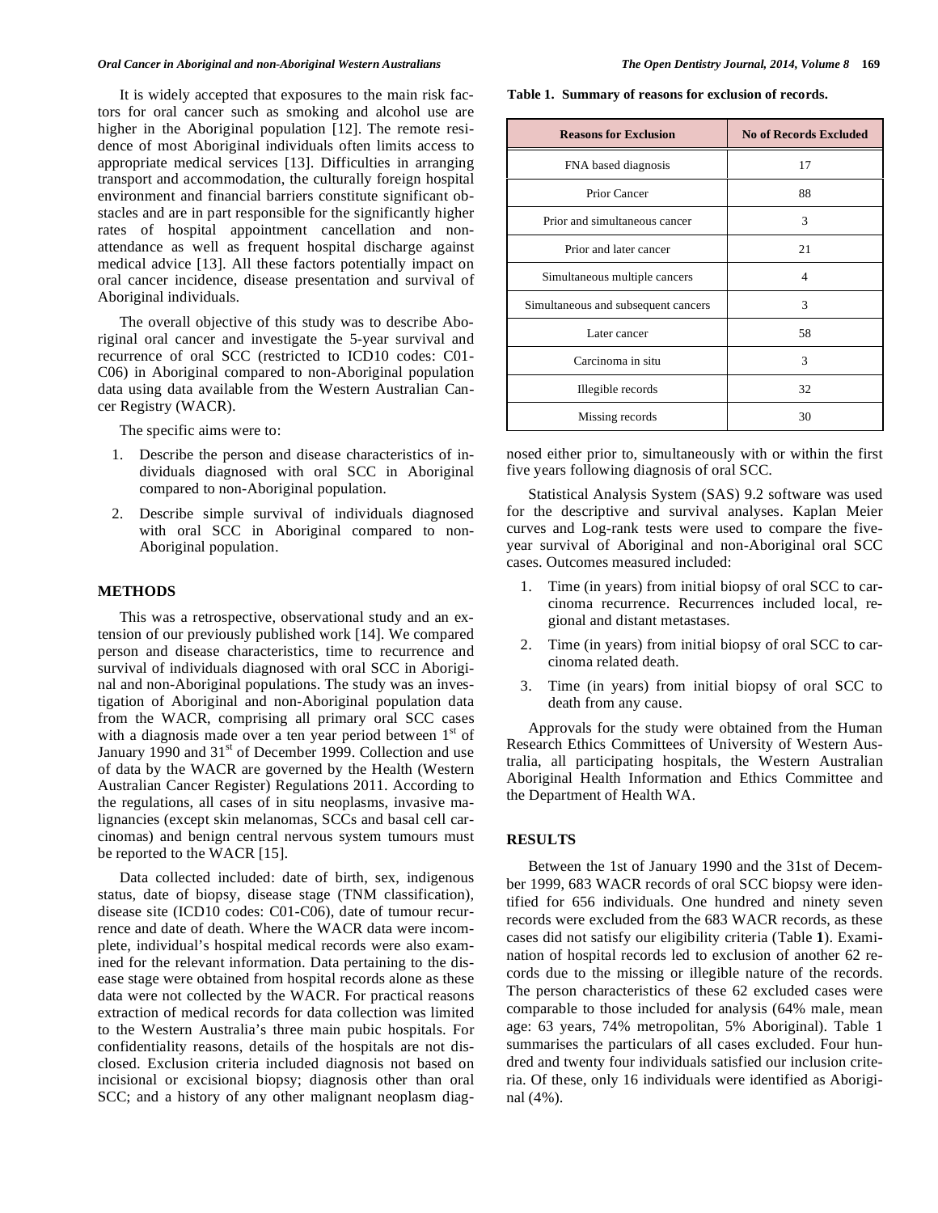It is widely accepted that exposures to the main risk factors for oral cancer such as smoking and alcohol use are higher in the Aboriginal population [12]. The remote residence of most Aboriginal individuals often limits access to appropriate medical services [13]. Difficulties in arranging transport and accommodation, the culturally foreign hospital environment and financial barriers constitute significant obstacles and are in part responsible for the significantly higher rates of hospital appointment cancellation and non-attendance as well as frequent hospital discharge against medical advice [13]. All these factors potentially impact on oral cancer incidence, disease presentation and survival of Aboriginal individuals.

The overall objective of this study was to describe Aboriginal oral cancer and investigate the 5-year survival and recurrence of oral SCC (restricted to ICD10 codes: C01-C06) in Aboriginal compared to non-Aboriginal population data using data available from the Western Australian Cancer Registry (WACR).

The specific aims were to:

1. Describe the person and disease characteristics of individuals diagnosed with oral SCC in Aboriginal compared to non-Aboriginal population.
2. Describe simple survival of individuals diagnosed with oral SCC in Aboriginal compared to non-Aboriginal population.

## METHODS

This was a retrospective, observational study and an extension of our previously published work [14]. We compared person and disease characteristics, time to recurrence and survival of individuals diagnosed with oral SCC in Aboriginal and non-Aboriginal populations. The study was an investigation of Aboriginal and non-Aboriginal population data from the WACR, comprising all primary oral SCC cases with a diagnosis made over a ten year period between 1st of January 1990 and 31st of December 1999. Collection and use of data by the WACR are governed by the Health (Western Australian Cancer Register) Regulations 2011. According to the regulations, all cases of in situ neoplasms, invasive malignancies (except skin melanomas, SCCs and basal cell carcinomas) and benign central nervous system tumours must be reported to the WACR [15].

Data collected included: date of birth, sex, indigenous status, date of biopsy, disease stage (TNM classification), disease site (ICD10 codes: C01-C06), date of tumour recurrence and date of death. Where the WACR data were incomplete, individual's hospital medical records were also examined for the relevant information. Data pertaining to the disease stage were obtained from hospital records alone as these data were not collected by the WACR. For practical reasons extraction of medical records for data collection was limited to the Western Australia's three main pubic hospitals. For confidentiality reasons, details of the hospitals are not disclosed. Exclusion criteria included diagnosis not based on incisional or excisional biopsy; diagnosis other than oral SCC; and a history of any other malignant neoplasm diagnosed either prior to, simultaneously with or within the first five years following diagnosis of oral SCC.

**Table 1. Summary of reasons for exclusion of records.**

| Reasons for Exclusion | No of Records Excluded |
|---|---|
| FNA based diagnosis | 17 |
| Prior Cancer | 88 |
| Prior and simultaneous cancer | 3 |
| Prior and later cancer | 21 |
| Simultaneous multiple cancers | 4 |
| Simultaneous and subsequent cancers | 3 |
| Later cancer | 58 |
| Carcinoma in situ | 3 |
| Illegible records | 32 |
| Missing records | 30 |

Statistical Analysis System (SAS) 9.2 software was used for the descriptive and survival analyses. Kaplan Meier curves and Log-rank tests were used to compare the five-year survival of Aboriginal and non-Aboriginal oral SCC cases. Outcomes measured included:

1. Time (in years) from initial biopsy of oral SCC to carcinoma recurrence. Recurrences included local, regional and distant metastases.
2. Time (in years) from initial biopsy of oral SCC to carcinoma related death.
3. Time (in years) from initial biopsy of oral SCC to death from any cause.

Approvals for the study were obtained from the Human Research Ethics Committees of University of Western Australia, all participating hospitals, the Western Australian Aboriginal Health Information and Ethics Committee and the Department of Health WA.

## RESULTS

Between the 1st of January 1990 and the 31st of December 1999, 683 WACR records of oral SCC biopsy were identified for 656 individuals. One hundred and ninety seven records were excluded from the 683 WACR records, as these cases did not satisfy our eligibility criteria (Table **1**). Examination of hospital records led to exclusion of another 62 records due to the missing or illegible nature of the records. The person characteristics of these 62 excluded cases were comparable to those included for analysis (64% male, mean age: 63 years, 74% metropolitan, 5% Aboriginal). Table 1 summarises the particulars of all cases excluded. Four hundred and twenty four individuals satisfied our inclusion criteria. Of these, only 16 individuals were identified as Aboriginal (4%).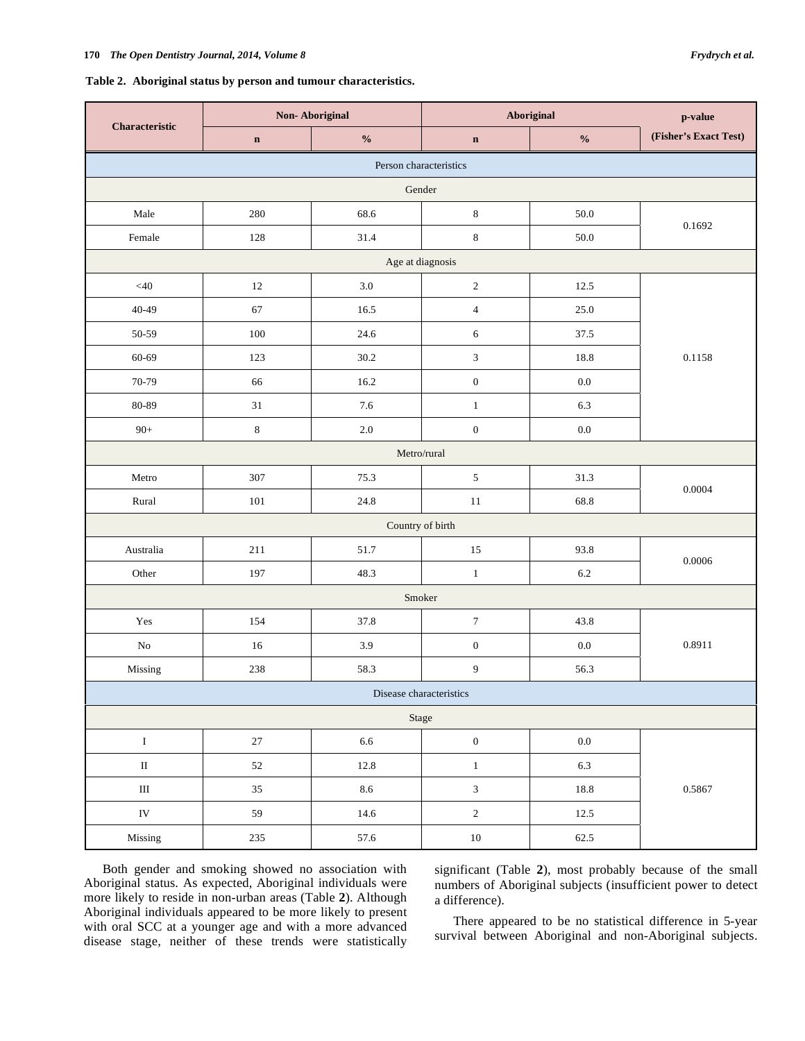**Table 2. Aboriginal status by person and tumour characteristics.**

| Characteristic | Non- Aboriginal | | Aboriginal | | p-value (Fisher's Exact Test) |
|---|---|---|---|---|---|
| | n | % | n | % | |
| **Person characteristics** | | | | | |
| **Gender** | | | | | |
| Male | 280 | 68.6 | 8 | 50.0 | 0.1692 |
| Female | 128 | 31.4 | 8 | 50.0 | |
| **Age at diagnosis** | | | | | |
| <40 | 12 | 3.0 | 2 | 12.5 | 0.1158 |
| 40-49 | 67 | 16.5 | 4 | 25.0 | |
| 50-59 | 100 | 24.6 | 6 | 37.5 | |
| 60-69 | 123 | 30.2 | 3 | 18.8 | |
| 70-79 | 66 | 16.2 | 0 | 0.0 | |
| 80-89 | 31 | 7.6 | 1 | 6.3 | |
| 90+ | 8 | 2.0 | 0 | 0.0 | |
| **Metro/rural** | | | | | |
| Metro | 307 | 75.3 | 5 | 31.3 | 0.0004 |
| Rural | 101 | 24.8 | 11 | 68.8 | |
| **Country of birth** | | | | | |
| Australia | 211 | 51.7 | 15 | 93.8 | 0.0006 |
| Other | 197 | 48.3 | 1 | 6.2 | |
| **Smoker** | | | | | |
| Yes | 154 | 37.8 | 7 | 43.8 | 0.8911 |
| No | 16 | 3.9 | 0 | 0.0 | |
| Missing | 238 | 58.3 | 9 | 56.3 | |
| **Disease characteristics** | | | | | |
| **Stage** | | | | | |
| I | 27 | 6.6 | 0 | 0.0 | 0.5867 |
| II | 52 | 12.8 | 1 | 6.3 | |
| III | 35 | 8.6 | 3 | 18.8 | |
| IV | 59 | 14.6 | 2 | 12.5 | |
| Missing | 235 | 57.6 | 10 | 62.5 | |

Both gender and smoking showed no association with Aboriginal status. As expected, Aboriginal individuals were more likely to reside in non-urban areas (Table **2**). Although Aboriginal individuals appeared to be more likely to present with oral SCC at a younger age and with a more advanced disease stage, neither of these trends were statistically significant (Table **2**), most probably because of the small numbers of Aboriginal subjects (insufficient power to detect a difference).

There appeared to be no statistical difference in 5-year survival between Aboriginal and non-Aboriginal subjects.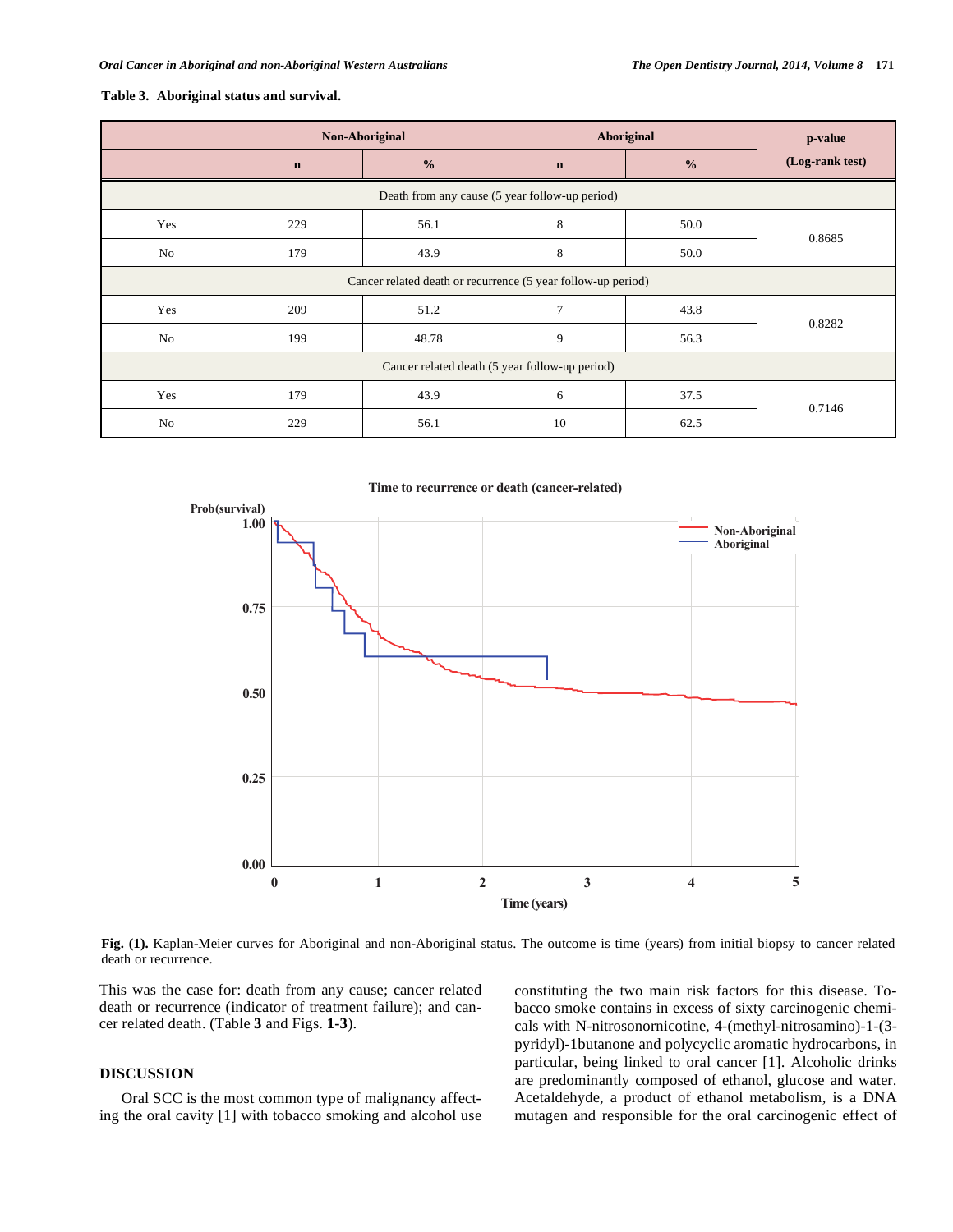**Table 3. Aboriginal status and survival.**

| | Non-Aboriginal | | Aboriginal | | p-value (Log-rank test) |
|---|---|---|---|---|---|
| | n | % | n | % | |
| Death from any cause (5 year follow-up period) | | | | | |
| Yes | 229 | 56.1 | 8 | 50.0 | 0.8685 |
| No | 179 | 43.9 | 8 | 50.0 | |
| Cancer related death or recurrence (5 year follow-up period) | | | | | |
| Yes | 209 | 51.2 | 7 | 43.8 | 0.8282 |
| No | 199 | 48.78 | 9 | 56.3 | |
| Cancer related death (5 year follow-up period) | | | | | |
| Yes | 179 | 43.9 | 6 | 37.5 | 0.7146 |
| No | 229 | 56.1 | 10 | 62.5 | |

**Fig. (1).** Kaplan-Meier curves for Aboriginal and non-Aboriginal status. The outcome is time (years) from initial biopsy to cancer related death or recurrence.

This was the case for: death from any cause; cancer related death or recurrence (indicator of treatment failure); and cancer related death. (Table **3** and Figs. **1-3**).

## DISCUSSION

Oral SCC is the most common type of malignancy affecting the oral cavity [1] with tobacco smoking and alcohol use constituting the two main risk factors for this disease. Tobacco smoke contains in excess of sixty carcinogenic chemicals with N-nitrosonornicotine, 4-(methyl-nitrosamino)-1-(3-pyridyl)-1butanone and polycyclic aromatic hydrocarbons, in particular, being linked to oral cancer [1]. Alcoholic drinks are predominantly composed of ethanol, glucose and water. Acetaldehyde, a product of ethanol metabolism, is a DNA mutagen and responsible for the oral carcinogenic effect of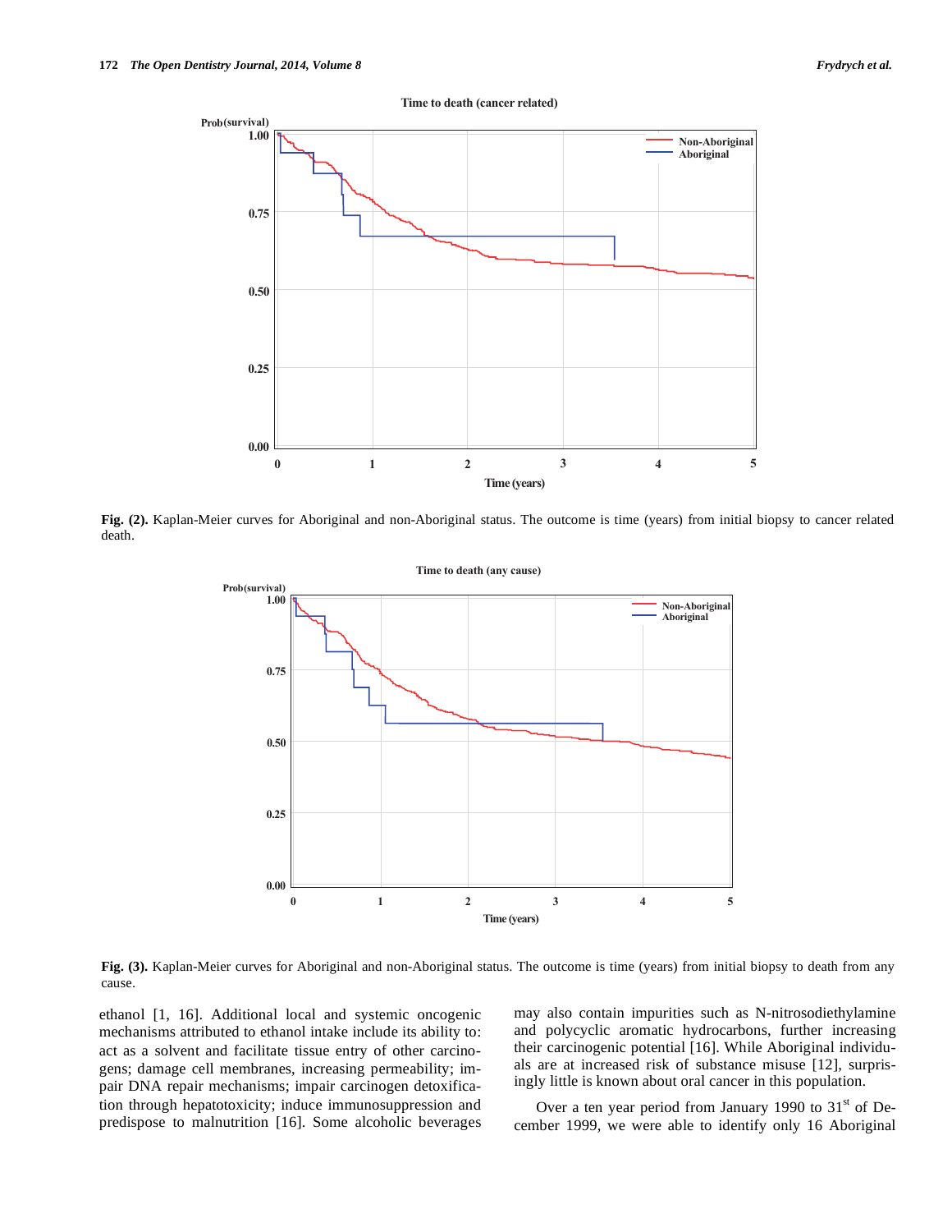**Fig. (2).** Kaplan-Meier curves for Aboriginal and non-Aboriginal status. The outcome is time (years) from initial biopsy to cancer related death.

**Fig. (3).** Kaplan-Meier curves for Aboriginal and non-Aboriginal status. The outcome is time (years) from initial biopsy to death from any cause.

ethanol [1, 16]. Additional local and systemic oncogenic mechanisms attributed to ethanol intake include its ability to: act as a solvent and facilitate tissue entry of other carcinogens; damage cell membranes, increasing permeability; impair DNA repair mechanisms; impair carcinogen detoxification through hepatotoxicity; induce immunosuppression and predispose to malnutrition [16]. Some alcoholic beverages may also contain impurities such as N-nitrosodiethylamine and polycyclic aromatic hydrocarbons, further increasing their carcinogenic potential [16]. While Aboriginal individuals are at increased risk of substance misuse [12], surprisingly little is known about oral cancer in this population.

Over a ten year period from January 1990 to 31st of December 1999, we were able to identify only 16 Aboriginal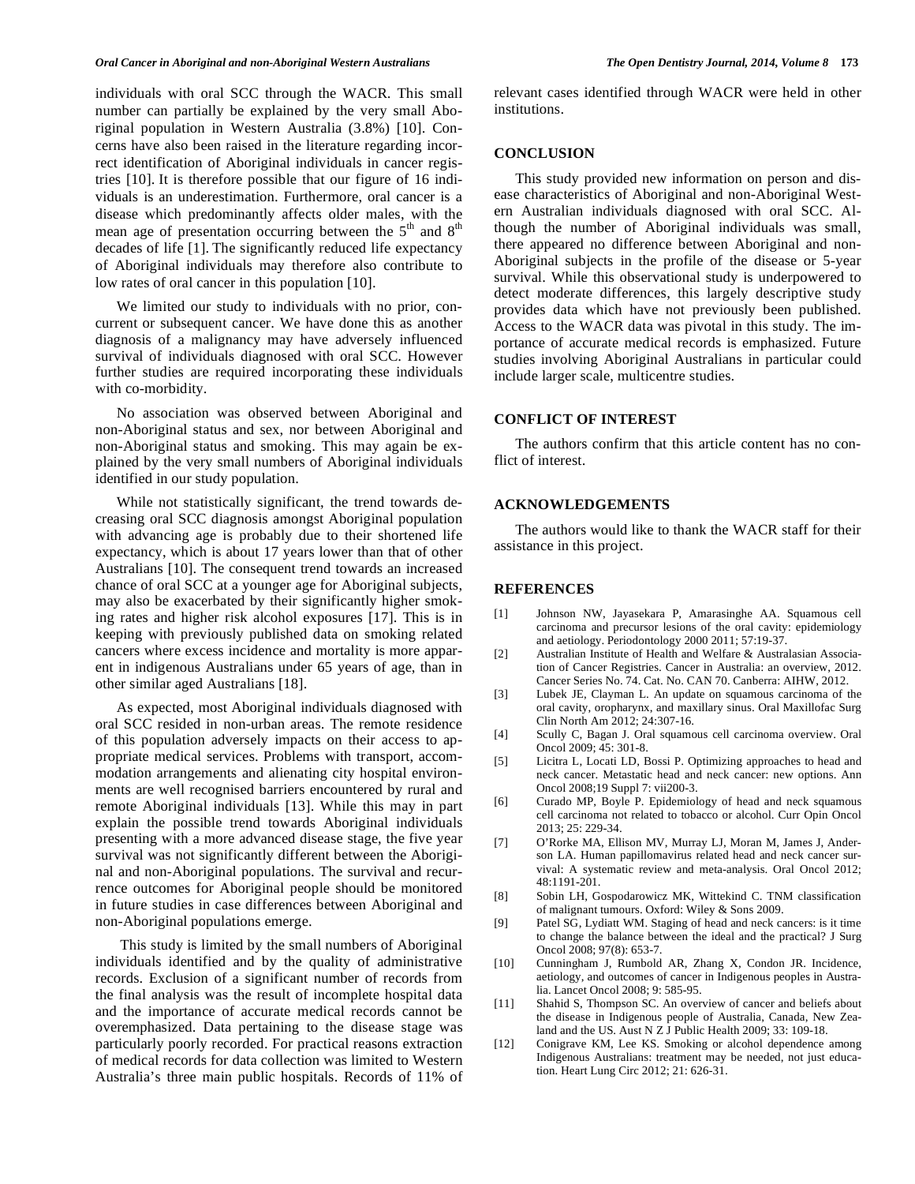individuals with oral SCC through the WACR. This small number can partially be explained by the very small Aboriginal population in Western Australia (3.8%) [10]. Concerns have also been raised in the literature regarding incorrect identification of Aboriginal individuals in cancer registries [10]. It is therefore possible that our figure of 16 individuals is an underestimation. Furthermore, oral cancer is a disease which predominantly affects older males, with the mean age of presentation occurring between the $5^{th}$ and $8^{th}$ decades of life [1]. The significantly reduced life expectancy of Aboriginal individuals may therefore also contribute to low rates of oral cancer in this population [10].

We limited our study to individuals with no prior, concurrent or subsequent cancer. We have done this as another diagnosis of a malignancy may have adversely influenced survival of individuals diagnosed with oral SCC. However further studies are required incorporating these individuals with co-morbidity.

No association was observed between Aboriginal and non-Aboriginal status and sex, nor between Aboriginal and non-Aboriginal status and smoking. This may again be explained by the very small numbers of Aboriginal individuals identified in our study population.

While not statistically significant, the trend towards decreasing oral SCC diagnosis amongst Aboriginal population with advancing age is probably due to their shortened life expectancy, which is about 17 years lower than that of other Australians [10]. The consequent trend towards an increased chance of oral SCC at a younger age for Aboriginal subjects, may also be exacerbated by their significantly higher smoking rates and higher risk alcohol exposures [17]. This is in keeping with previously published data on smoking related cancers where excess incidence and mortality is more apparent in indigenous Australians under 65 years of age, than in other similar aged Australians [18].

As expected, most Aboriginal individuals diagnosed with oral SCC resided in non-urban areas. The remote residence of this population adversely impacts on their access to appropriate medical services. Problems with transport, accommodation arrangements and alienating city hospital environments are well recognised barriers encountered by rural and remote Aboriginal individuals [13]. While this may in part explain the possible trend towards Aboriginal individuals presenting with a more advanced disease stage, the five year survival was not significantly different between the Aboriginal and non-Aboriginal populations. The survival and recurrence outcomes for Aboriginal people should be monitored in future studies in case differences between Aboriginal and non-Aboriginal populations emerge.

This study is limited by the small numbers of Aboriginal individuals identified and by the quality of administrative records. Exclusion of a significant number of records from the final analysis was the result of incomplete hospital data and the importance of accurate medical records cannot be overemphasized. Data pertaining to the disease stage was particularly poorly recorded. For practical reasons extraction of medical records for data collection was limited to Western Australia's three main public hospitals. Records of 11% of relevant cases identified through WACR were held in other institutions.

## CONCLUSION

This study provided new information on person and disease characteristics of Aboriginal and non-Aboriginal Western Australian individuals diagnosed with oral SCC. Although the number of Aboriginal individuals was small, there appeared no difference between Aboriginal and non-Aboriginal subjects in the profile of the disease or 5-year survival. While this observational study is underpowered to detect moderate differences, this largely descriptive study provides data which have not previously been published. Access to the WACR data was pivotal in this study. The importance of accurate medical records is emphasized. Future studies involving Aboriginal Australians in particular could include larger scale, multicentre studies.

## CONFLICT OF INTEREST

The authors confirm that this article content has no conflict of interest.

## ACKNOWLEDGEMENTS

The authors would like to thank the WACR staff for their assistance in this project.

## REFERENCES

[1] Johnson NW, Jayasekara P, Amarasinghe AA. Squamous cell carcinoma and precursor lesions of the oral cavity: epidemiology and aetiology. Periodontology 2000 2011; 57:19-37.

[2] Australian Institute of Health and Welfare & Australasian Association of Cancer Registries. Cancer in Australia: an overview, 2012. Cancer Series No. 74. Cat. No. CAN 70. Canberra: AIHW, 2012.

[3] Lubek JE, Clayman L. An update on squamous carcinoma of the oral cavity, oropharynx, and maxillary sinus. Oral Maxillofac Surg Clin North Am 2012; 24:307-16.

[4] Scully C, Bagan J. Oral squamous cell carcinoma overview. Oral Oncol 2009; 45: 301-8.

[5] Licitra L, Locati LD, Bossi P. Optimizing approaches to head and neck cancer. Metastatic head and neck cancer: new options. Ann Oncol 2008;19 Suppl 7: vii200-3.

[6] Curado MP, Boyle P. Epidemiology of head and neck squamous cell carcinoma not related to tobacco or alcohol. Curr Opin Oncol 2013; 25: 229-34.

[7] O'Rorke MA, Ellison MV, Murray LJ, Moran M, James J, Anderson LA. Human papillomavirus related head and neck cancer survival: A systematic review and meta-analysis. Oral Oncol 2012; 48:1191-201.

[8] Sobin LH, Gospodarowicz MK, Wittekind C. TNM classification of malignant tumours. Oxford: Wiley & Sons 2009.

[9] Patel SG, Lydiatt WM. Staging of head and neck cancers: is it time to change the balance between the ideal and the practical? J Surg Oncol 2008; 97(8): 653-7.

[10] Cunningham J, Rumbold AR, Zhang X, Condon JR. Incidence, aetiology, and outcomes of cancer in Indigenous peoples in Australia. Lancet Oncol 2008; 9: 585-95.

[11] Shahid S, Thompson SC. An overview of cancer and beliefs about the disease in Indigenous people of Australia, Canada, New Zealand and the US. Aust N Z J Public Health 2009; 33: 109-18.

[12] Conigrave KM, Lee KS. Smoking or alcohol dependence among Indigenous Australians: treatment may be needed, not just education. Heart Lung Circ 2012; 21: 626-31.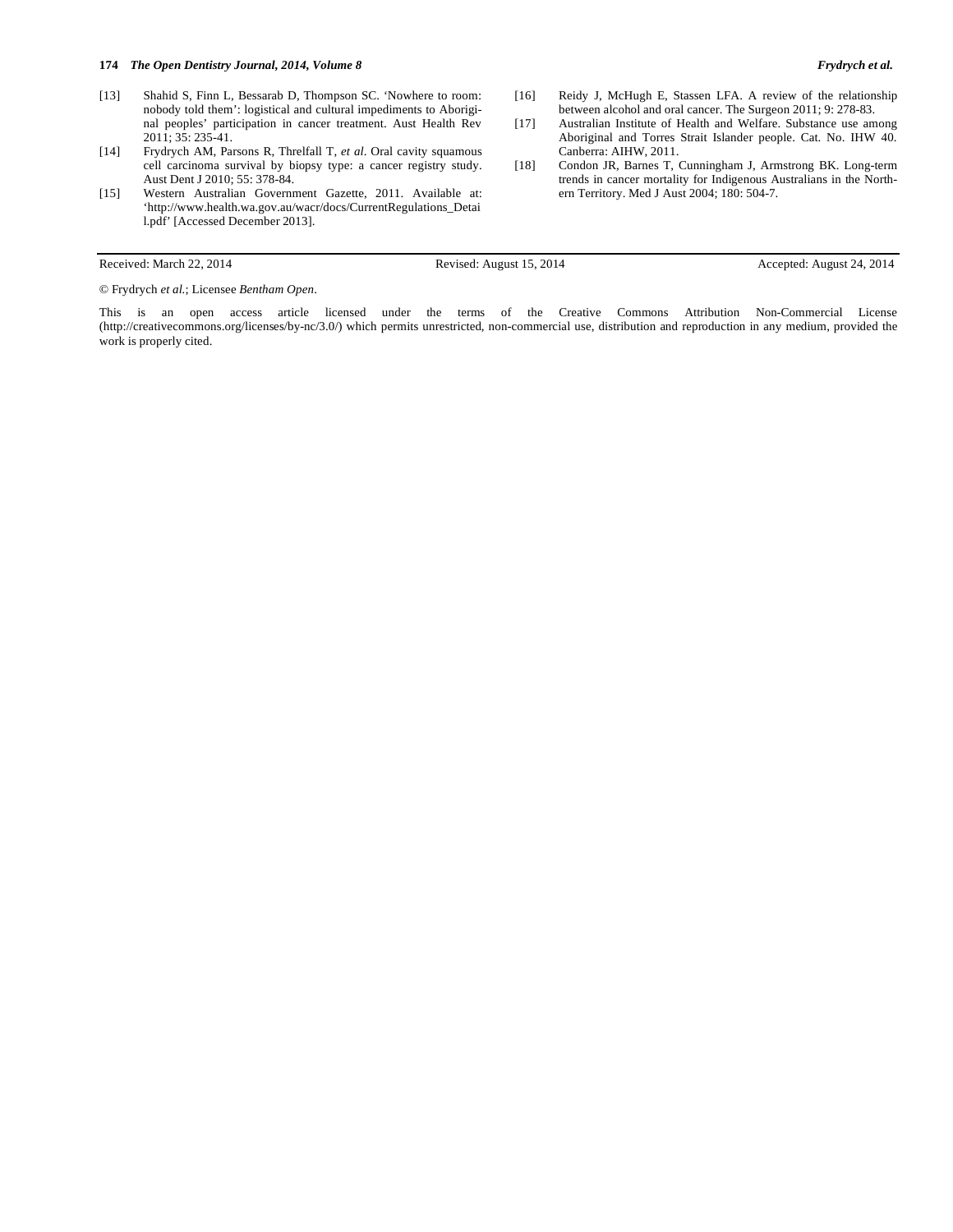[13] Shahid S, Finn L, Bessarab D, Thompson SC. 'Nowhere to room: nobody told them': logistical and cultural impediments to Aboriginal peoples' participation in cancer treatment. Aust Health Rev 2011; 35: 235-41.

[14] Frydrych AM, Parsons R, Threlfall T, *et al*. Oral cavity squamous cell carcinoma survival by biopsy type: a cancer registry study. Aust Dent J 2010; 55: 378-84.

[15] Western Australian Government Gazette, 2011. Available at: 'http://www.health.wa.gov.au/wacr/docs/CurrentRegulations_Detail.pdf' [Accessed December 2013].

[16] Reidy J, McHugh E, Stassen LFA. A review of the relationship between alcohol and oral cancer. The Surgeon 2011; 9: 278-83.

[17] Australian Institute of Health and Welfare. Substance use among Aboriginal and Torres Strait Islander people. Cat. No. IHW 40. Canberra: AIHW, 2011.

[18] Condon JR, Barnes T, Cunningham J, Armstrong BK. Long-term trends in cancer mortality for Indigenous Australians in the Northern Territory. Med J Aust 2004; 180: 504-7.

---

Received: March 22, 2014 Revised: August 15, 2014 Accepted: August 24, 2014

© Frydrych *et al.*; Licensee *Bentham Open*.

This is an open access article licensed under the terms of the Creative Commons Attribution Non-Commercial License (http://creativecommons.org/licenses/by-nc/3.0/) which permits unrestricted, non-commercial use, distribution and reproduction in any medium, provided the work is properly cited.